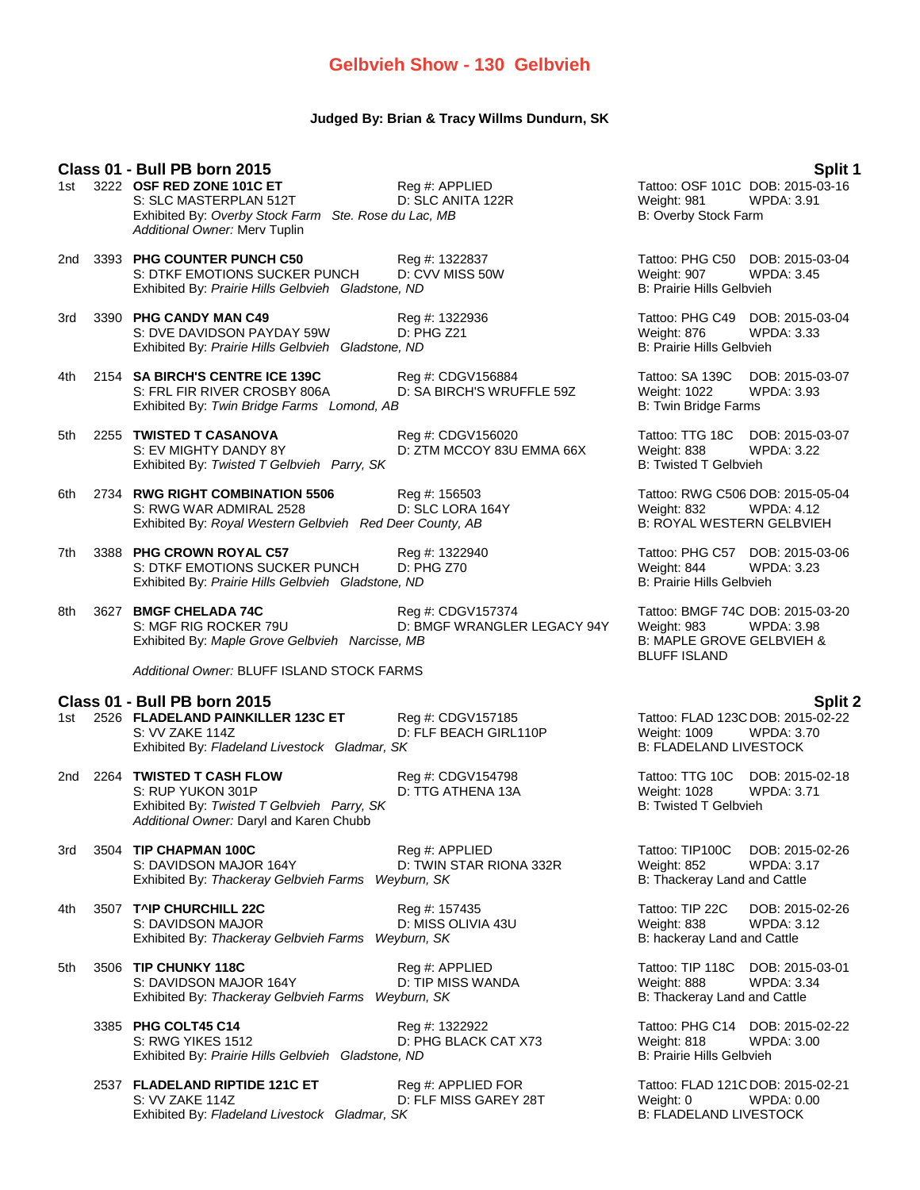# Gelbvieh Show - 130 Gelbvieh

**Judged By: Brian & Tracy Willms Dundurn, SK**

## Class 01 - Bull PB born 2015 — Split 1

1st 3222 **OSF RED ZONE 101C ET** Reg #: APPLIED Tattoo: OSF 101C DOB: 2015-03-16
S: SLC MASTERPLAN 512T D: SLC ANITA 122R Weight: 981 WPDA: 3.91
Exhibited By: *Overby Stock Farm Ste. Rose du Lac, MB* B: Overby Stock Farm
*Additional Owner:* Merv Tuplin

2nd 3393 **PHG COUNTER PUNCH C50** Reg #: 1322837 Tattoo: PHG C50 DOB: 2015-03-04
S: DTKF EMOTIONS SUCKER PUNCH D: CVV MISS 50W Weight: 907 WPDA: 3.45
Exhibited By: *Prairie Hills Gelbvieh Gladstone, ND* B: Prairie Hills Gelbvieh

3rd 3390 **PHG CANDY MAN C49** Reg #: 1322936 Tattoo: PHG C49 DOB: 2015-03-04
S: DVE DAVIDSON PAYDAY 59W D: PHG Z21 Weight: 876 WPDA: 3.33
Exhibited By: *Prairie Hills Gelbvieh Gladstone, ND* B: Prairie Hills Gelbvieh

4th 2154 **SA BIRCH'S CENTRE ICE 139C** Reg #: CDGV156884 Tattoo: SA 139C DOB: 2015-03-07
S: FRL FIR RIVER CROSBY 806A D: SA BIRCH'S WRUFFLE 59Z Weight: 1022 WPDA: 3.93
Exhibited By: *Twin Bridge Farms Lomond, AB* B: Twin Bridge Farms

5th 2255 **TWISTED T CASANOVA** Reg #: CDGV156020 Tattoo: TTG 18C DOB: 2015-03-07
S: EV MIGHTY DANDY 8Y D: ZTM MCCOY 83U EMMA 66X Weight: 838 WPDA: 3.22
Exhibited By: *Twisted T Gelbvieh Parry, SK* B: Twisted T Gelbvieh

6th 2734 **RWG RIGHT COMBINATION 5506** Reg #: 156503 Tattoo: RWG C506 DOB: 2015-05-04
S: RWG WAR ADMIRAL 2528 D: SLC LORA 164Y Weight: 832 WPDA: 4.12
Exhibited By: *Royal Western Gelbvieh Red Deer County, AB* B: ROYAL WESTERN GELBVIEH

7th 3388 **PHG CROWN ROYAL C57** Reg #: 1322940 Tattoo: PHG C57 DOB: 2015-03-06
S: DTKF EMOTIONS SUCKER PUNCH D: PHG Z70 Weight: 844 WPDA: 3.23
Exhibited By: *Prairie Hills Gelbvieh Gladstone, ND* B: Prairie Hills Gelbvieh

8th 3627 **BMGF CHELADA 74C** Reg #: CDGV157374 Tattoo: BMGF 74C DOB: 2015-03-20
S: MGF RIG ROCKER 79U D: BMGF WRANGLER LEGACY 94Y Weight: 983 WPDA: 3.98
Exhibited By: *Maple Grove Gelbvieh Narcisse, MB* B: MAPLE GROVE GELBVIEH & BLUFF ISLAND
*Additional Owner:* BLUFF ISLAND STOCK FARMS

## Class 01 - Bull PB born 2015 — Split 2

1st 2526 **FLADELAND PAINKILLER 123C ET** Reg #: CDGV157185 Tattoo: FLAD 123C DOB: 2015-02-22
S: VV ZAKE 114Z D: FLF BEACH GIRL110P Weight: 1009 WPDA: 3.70
Exhibited By: *Fladeland Livestock Gladmar, SK* B: FLADELAND LIVESTOCK

2nd 2264 **TWISTED T CASH FLOW** Reg #: CDGV154798 Tattoo: TTG 10C DOB: 2015-02-18
S: RUP YUKON 301P D: TTG ATHENA 13A Weight: 1028 WPDA: 3.71
Exhibited By: *Twisted T Gelbvieh Parry, SK* B: Twisted T Gelbvieh
*Additional Owner:* Daryl and Karen Chubb

3rd 3504 **TIP CHAPMAN 100C** Reg #: APPLIED Tattoo: TIP100C DOB: 2015-02-26
S: DAVIDSON MAJOR 164Y D: TWIN STAR RIONA 332R Weight: 852 WPDA: 3.17
Exhibited By: *Thackeray Gelbvieh Farms Weyburn, SK* B: Thackeray Land and Cattle

4th 3507 **T^IP CHURCHILL 22C** Reg #: 157435 Tattoo: TIP 22C DOB: 2015-02-26
S: DAVIDSON MAJOR D: MISS OLIVIA 43U Weight: 838 WPDA: 3.12
Exhibited By: *Thackeray Gelbvieh Farms Weyburn, SK* B: hackeray Land and Cattle

5th 3506 **TIP CHUNKY 118C** Reg #: APPLIED Tattoo: TIP 118C DOB: 2015-03-01
S: DAVIDSON MAJOR 164Y D: TIP MISS WANDA Weight: 888 WPDA: 3.34
Exhibited By: *Thackeray Gelbvieh Farms Weyburn, SK* B: Thackeray Land and Cattle

3385 **PHG COLT45 C14** Reg #: 1322922 Tattoo: PHG C14 DOB: 2015-02-22
S: RWG YIKES 1512 D: PHG BLACK CAT X73 Weight: 818 WPDA: 3.00
Exhibited By: *Prairie Hills Gelbvieh Gladstone, ND* B: Prairie Hills Gelbvieh

2537 **FLADELAND RIPTIDE 121C ET** Reg #: APPLIED FOR Tattoo: FLAD 121C DOB: 2015-02-21
S: VV ZAKE 114Z D: FLF MISS GAREY 28T Weight: 0 WPDA: 0.00
Exhibited By: *Fladeland Livestock Gladmar, SK* B: FLADELAND LIVESTOCK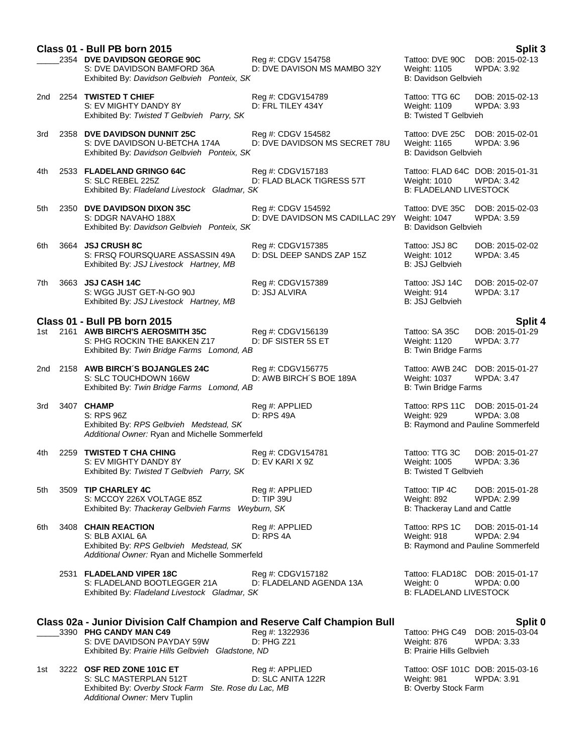## Class 01 - Bull PB born 2015 — Split 3

_____2354 **DVE DAVIDSON GEORGE 90C** — Reg #: CDGV 154758 — Tattoo: DVE 90C — DOB: 2015-02-13
S: DVE DAVIDSON BAMFORD 36A — D: DVE DAVISON MS MAMBO 32Y — Weight: 1105 — WPDA: 3.92
Exhibited By: *Davidson Gelbvieh Ponteix, SK* — B: Davidson Gelbvieh

2nd 2254 **TWISTED T CHIEF** — Reg #: CDGV154789 — Tattoo: TTG 6C — DOB: 2015-02-13
S: EV MIGHTY DANDY 8Y — D: FRL TILEY 434Y — Weight: 1109 — WPDA: 3.93
Exhibited By: *Twisted T Gelbvieh Parry, SK* — B: Twisted T Gelbvieh

3rd 2358 **DVE DAVIDSON DUNNIT 25C** — Reg #: CDGV 154582 — Tattoo: DVE 25C — DOB: 2015-02-01
S: DVE DAVIDSON U-BETCHA 174A — D: DVE DAVIDSON MS SECRET 78U — Weight: 1165 — WPDA: 3.96
Exhibited By: *Davidson Gelbvieh Ponteix, SK* — B: Davidson Gelbvieh

4th 2533 **FLADELAND GRINGO 64C** — Reg #: CDGV157183 — Tattoo: FLAD 64C — DOB: 2015-01-31
S: SLC REBEL 225Z — D: FLAD BLACK TIGRESS 57T — Weight: 1010 — WPDA: 3.42
Exhibited By: *Fladeland Livestock Gladmar, SK* — B: FLADELAND LIVESTOCK

5th 2350 **DVE DAVIDSON DIXON 35C** — Reg #: CDGV 154592 — Tattoo: DVE 35C — DOB: 2015-02-03
S: DDGR NAVAHO 188X — D: DVE DAVIDSON MS CADILLAC 29Y — Weight: 1047 — WPDA: 3.59
Exhibited By: *Davidson Gelbvieh Ponteix, SK* — B: Davidson Gelbvieh

6th 3664 **JSJ CRUSH 8C** — Reg #: CDGV157385 — Tattoo: JSJ 8C — DOB: 2015-02-02
S: FRSQ FOURSQUARE ASSASSIN 49A — D: DSL DEEP SANDS ZAP 15Z — Weight: 1012 — WPDA: 3.45
Exhibited By: *JSJ Livestock Hartney, MB* — B: JSJ Gelbvieh

7th 3663 **JSJ CASH 14C** — Reg #: CDGV157389 — Tattoo: JSJ 14C — DOB: 2015-02-07
S: WGG JUST GET-N-GO 90J — D: JSJ ALVIRA — Weight: 914 — WPDA: 3.17
Exhibited By: *JSJ Livestock Hartney, MB* — B: JSJ Gelbvieh

## Class 01 - Bull PB born 2015 — Split 4

1st 2161 **AWB BIRCH'S AEROSMITH 35C** — Reg #: CDGV156139 — Tattoo: SA 35C — DOB: 2015-01-29
S: PHG ROCKIN THE BAKKEN Z17 — D: DF SISTER 5S ET — Weight: 1120 — WPDA: 3.77
Exhibited By: *Twin Bridge Farms Lomond, AB* — B: Twin Bridge Farms

2nd 2158 **AWB BIRCH´S BOJANGLES 24C** — Reg #: CDGV156775 — Tattoo: AWB 24C — DOB: 2015-01-27
S: SLC TOUCHDOWN 166W — D: AWB BIRCH´S BOE 189A — Weight: 1037 — WPDA: 3.47
Exhibited By: *Twin Bridge Farms Lomond, AB* — B: Twin Bridge Farms

3rd 3407 **CHAMP** — Reg #: APPLIED — Tattoo: RPS 11C — DOB: 2015-01-24
S: RPS 96Z — D: RPS 49A — Weight: 929 — WPDA: 3.08
Exhibited By: *RPS Gelbvieh Medstead, SK* — B: Raymond and Pauline Sommerfeld
*Additional Owner:* Ryan and Michelle Sommerfeld

4th 2259 **TWISTED T CHA CHING** — Reg #: CDGV154781 — Tattoo: TTG 3C — DOB: 2015-01-27
S: EV MIGHTY DANDY 8Y — D: EV KARI X 9Z — Weight: 1005 — WPDA: 3.36
Exhibited By: *Twisted T Gelbvieh Parry, SK* — B: Twisted T Gelbvieh

5th 3509 **TIP CHARLEY 4C** — Reg #: APPLIED — Tattoo: TIP 4C — DOB: 2015-01-28
S: MCCOY 226X VOLTAGE 85Z — D: TIP 39U — Weight: 892 — WPDA: 2.99
Exhibited By: *Thackeray Gelbvieh Farms Weyburn, SK* — B: Thackeray Land and Cattle

6th 3408 **CHAIN REACTION** — Reg #: APPLIED — Tattoo: RPS 1C — DOB: 2015-01-14
S: BLB AXIAL 6A — D: RPS 4A — Weight: 918 — WPDA: 2.94
Exhibited By: *RPS Gelbvieh Medstead, SK* — B: Raymond and Pauline Sommerfeld
*Additional Owner:* Ryan and Michelle Sommerfeld

2531 **FLADELAND VIPER 18C** — Reg #: CDGV157182 — Tattoo: FLAD18C — DOB: 2015-01-17
S: FLADELAND BOOTLEGGER 21A — D: FLADELAND AGENDA 13A — Weight: 0 — WPDA: 0.00
Exhibited By: *Fladeland Livestock Gladmar, SK* — B: FLADELAND LIVESTOCK

## Class 02a - Junior Division Calf Champion and Reserve Calf Champion Bull — Split 0

_____3390 **PHG CANDY MAN C49** — Reg #: 1322936 — Tattoo: PHG C49 — DOB: 2015-03-04
S: DVE DAVIDSON PAYDAY 59W — D: PHG Z21 — Weight: 876 — WPDA: 3.33
Exhibited By: *Prairie Hills Gelbvieh Gladstone, ND* — B: Prairie Hills Gelbvieh

1st 3222 **OSF RED ZONE 101C ET** — Reg #: APPLIED — Tattoo: OSF 101C — DOB: 2015-03-16
S: SLC MASTERPLAN 512T — D: SLC ANITA 122R — Weight: 981 — WPDA: 3.91
Exhibited By: *Overby Stock Farm Ste. Rose du Lac, MB* — B: Overby Stock Farm
*Additional Owner:* Merv Tuplin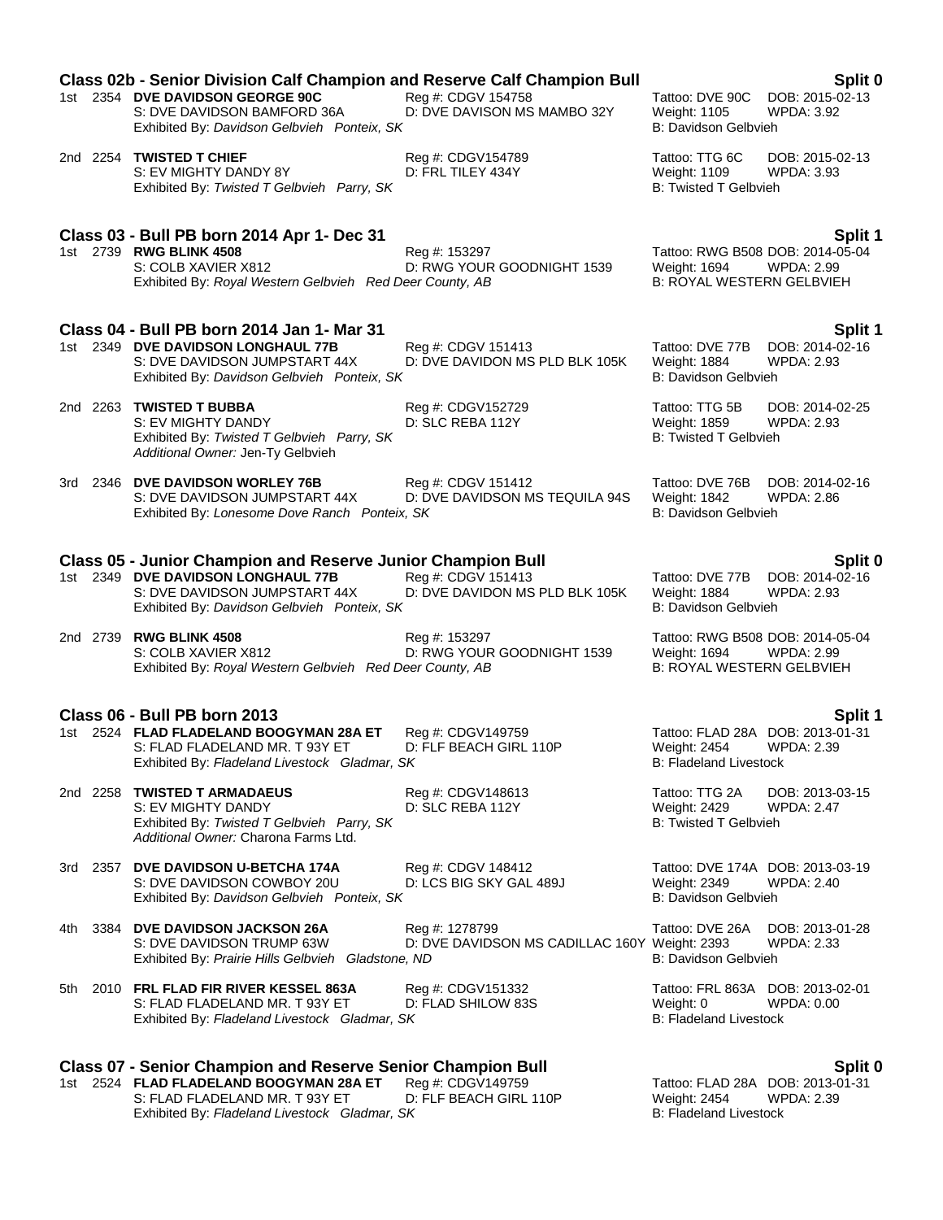## Class 02b - Senior Division Calf Champion and Reserve Calf Champion Bull — Split 0

1st 2354 **DVE DAVIDSON GEORGE 90C** — Reg #: CDGV 154758 — Tattoo: DVE 90C — DOB: 2015-02-13
S: DVE DAVIDSON BAMFORD 36A — D: DVE DAVISON MS MAMBO 32Y — Weight: 1105 — WPDA: 3.92
Exhibited By: *Davidson Gelbvieh Ponteix, SK* — B: Davidson Gelbvieh

2nd 2254 **TWISTED T CHIEF** — Reg #: CDGV154789 — Tattoo: TTG 6C — DOB: 2015-02-13
S: EV MIGHTY DANDY 8Y — D: FRL TILEY 434Y — Weight: 1109 — WPDA: 3.93
Exhibited By: *Twisted T Gelbvieh Parry, SK* — B: Twisted T Gelbvieh

## Class 03 - Bull PB born 2014 Apr 1- Dec 31 — Split 1

1st 2739 **RWG BLINK 4508** — Reg #: 153297 — Tattoo: RWG B508 — DOB: 2014-05-04
S: COLB XAVIER X812 — D: RWG YOUR GOODNIGHT 1539 — Weight: 1694 — WPDA: 2.99
Exhibited By: *Royal Western Gelbvieh Red Deer County, AB* — B: ROYAL WESTERN GELBVIEH

## Class 04 - Bull PB born 2014 Jan 1- Mar 31 — Split 1

1st 2349 **DVE DAVIDSON LONGHAUL 77B** — Reg #: CDGV 151413 — Tattoo: DVE 77B — DOB: 2014-02-16
S: DVE DAVIDSON JUMPSTART 44X — D: DVE DAVIDON MS PLD BLK 105K — Weight: 1884 — WPDA: 2.93
Exhibited By: *Davidson Gelbvieh Ponteix, SK* — B: Davidson Gelbvieh

2nd 2263 **TWISTED T BUBBA** — Reg #: CDGV152729 — Tattoo: TTG 5B — DOB: 2014-02-25
S: EV MIGHTY DANDY — D: SLC REBA 112Y — Weight: 1859 — WPDA: 2.93
Exhibited By: *Twisted T Gelbvieh Parry, SK* — B: Twisted T Gelbvieh
*Additional Owner:* Jen-Ty Gelbvieh

3rd 2346 **DVE DAVIDSON WORLEY 76B** — Reg #: CDGV 151412 — Tattoo: DVE 76B — DOB: 2014-02-16
S: DVE DAVIDSON JUMPSTART 44X — D: DVE DAVIDSON MS TEQUILA 94S — Weight: 1842 — WPDA: 2.86
Exhibited By: *Lonesome Dove Ranch Ponteix, SK* — B: Davidson Gelbvieh

## Class 05 - Junior Champion and Reserve Junior Champion Bull — Split 0

1st 2349 **DVE DAVIDSON LONGHAUL 77B** — Reg #: CDGV 151413 — Tattoo: DVE 77B — DOB: 2014-02-16
S: DVE DAVIDSON JUMPSTART 44X — D: DVE DAVIDON MS PLD BLK 105K — Weight: 1884 — WPDA: 2.93
Exhibited By: *Davidson Gelbvieh Ponteix, SK* — B: Davidson Gelbvieh

2nd 2739 **RWG BLINK 4508** — Reg #: 153297 — Tattoo: RWG B508 — DOB: 2014-05-04
S: COLB XAVIER X812 — D: RWG YOUR GOODNIGHT 1539 — Weight: 1694 — WPDA: 2.99
Exhibited By: *Royal Western Gelbvieh Red Deer County, AB* — B: ROYAL WESTERN GELBVIEH

## Class 06 - Bull PB born 2013 — Split 1

1st 2524 **FLAD FLADELAND BOOGYMAN 28A ET** — Reg #: CDGV149759 — Tattoo: FLAD 28A — DOB: 2013-01-31
S: FLAD FLADELAND MR. T 93Y ET — D: FLF BEACH GIRL 110P — Weight: 2454 — WPDA: 2.39
Exhibited By: *Fladeland Livestock Gladmar, SK* — B: Fladeland Livestock

2nd 2258 **TWISTED T ARMADAEUS** — Reg #: CDGV148613 — Tattoo: TTG 2A — DOB: 2013-03-15
S: EV MIGHTY DANDY — D: SLC REBA 112Y — Weight: 2429 — WPDA: 2.47
Exhibited By: *Twisted T Gelbvieh Parry, SK* — B: Twisted T Gelbvieh
*Additional Owner:* Charona Farms Ltd.

3rd 2357 **DVE DAVIDSON U-BETCHA 174A** — Reg #: CDGV 148412 — Tattoo: DVE 174A — DOB: 2013-03-19
S: DVE DAVIDSON COWBOY 20U — D: LCS BIG SKY GAL 489J — Weight: 2349 — WPDA: 2.40
Exhibited By: *Davidson Gelbvieh Ponteix, SK* — B: Davidson Gelbvieh

4th 3384 **DVE DAVIDSON JACKSON 26A** — Reg #: 1278799 — Tattoo: DVE 26A — DOB: 2013-01-28
S: DVE DAVIDSON TRUMP 63W — D: DVE DAVIDSON MS CADILLAC 160Y — Weight: 2393 — WPDA: 2.33
Exhibited By: *Prairie Hills Gelbvieh Gladstone, ND* — B: Davidson Gelbvieh

5th 2010 **FRL FLAD FIR RIVER KESSEL 863A** — Reg #: CDGV151332 — Tattoo: FRL 863A — DOB: 2013-02-01
S: FLAD FLADELAND MR. T 93Y ET — D: FLAD SHILOW 83S — Weight: 0 — WPDA: 0.00
Exhibited By: *Fladeland Livestock Gladmar, SK* — B: Fladeland Livestock

## Class 07 - Senior Champion and Reserve Senior Champion Bull — Split 0

1st 2524 **FLAD FLADELAND BOOGYMAN 28A ET** — Reg #: CDGV149759 — Tattoo: FLAD 28A — DOB: 2013-01-31
S: FLAD FLADELAND MR. T 93Y ET — D: FLF BEACH GIRL 110P — Weight: 2454 — WPDA: 2.39
Exhibited By: *Fladeland Livestock Gladmar, SK* — B: Fladeland Livestock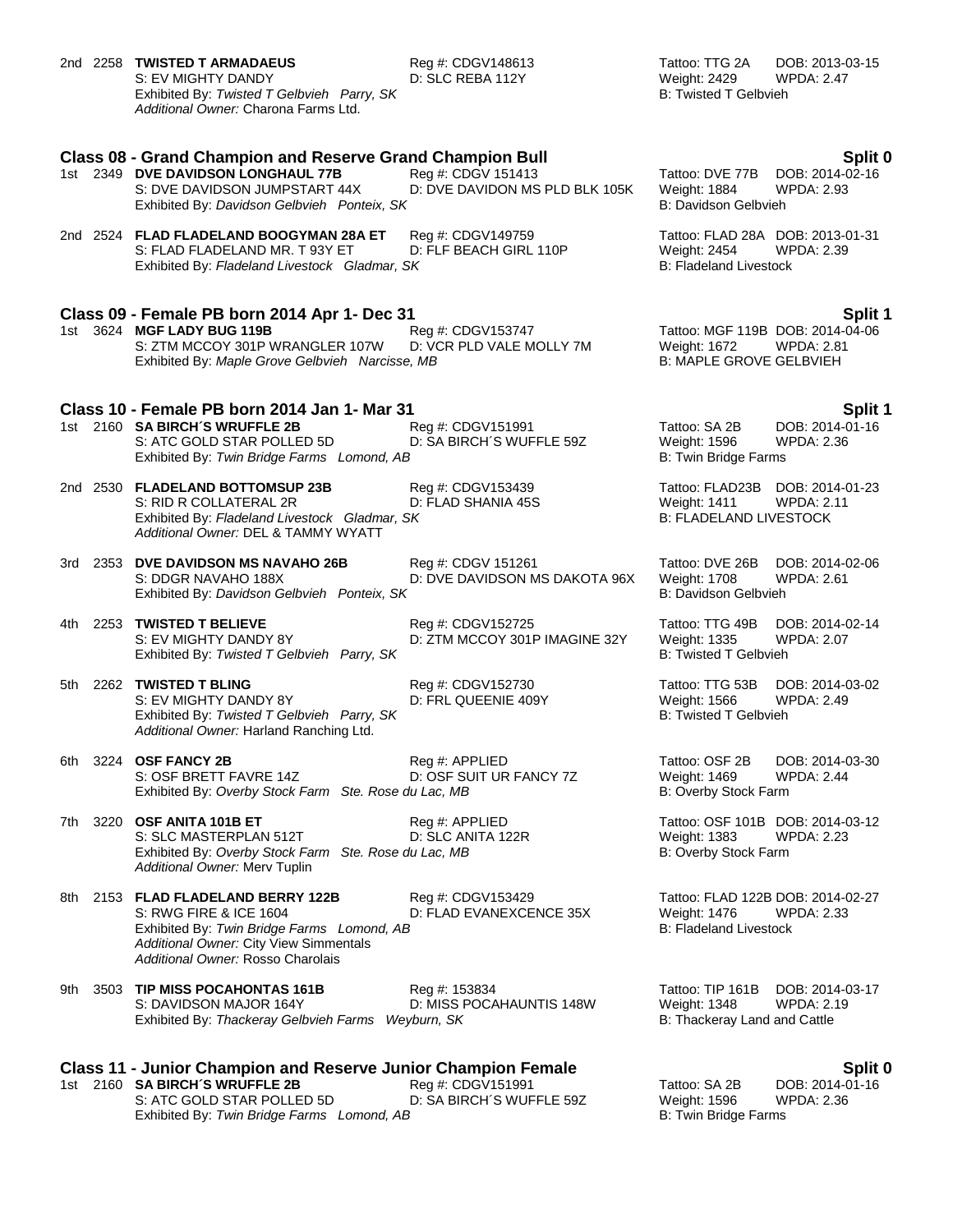2nd 2258 **TWISTED T ARMADAEUS** Reg #: CDGV148613 Tattoo: TTG 2A DOB: 2013-03-15
S: EV MIGHTY DANDY D: SLC REBA 112Y Weight: 2429 WPDA: 2.47
Exhibited By: *Twisted T Gelbvieh Parry, SK* B: Twisted T Gelbvieh
*Additional Owner:* Charona Farms Ltd.

### Class 08 - Grand Champion and Reserve Grand Champion Bull — Split 0

1st 2349 **DVE DAVIDSON LONGHAUL 77B** Reg #: CDGV 151413 Tattoo: DVE 77B DOB: 2014-02-16
S: DVE DAVIDSON JUMPSTART 44X D: DVE DAVIDON MS PLD BLK 105K Weight: 1884 WPDA: 2.93
Exhibited By: *Davidson Gelbvieh Ponteix, SK* B: Davidson Gelbvieh

2nd 2524 **FLAD FLADELAND BOOGYMAN 28A ET** Reg #: CDGV149759 Tattoo: FLAD 28A DOB: 2013-01-31
S: FLAD FLADELAND MR. T 93Y ET D: FLF BEACH GIRL 110P Weight: 2454 WPDA: 2.39
Exhibited By: *Fladeland Livestock Gladmar, SK* B: Fladeland Livestock

### Class 09 - Female PB born 2014 Apr 1- Dec 31 — Split 1

1st 3624 **MGF LADY BUG 119B** Reg #: CDGV153747 Tattoo: MGF 119B DOB: 2014-04-06
S: ZTM MCCOY 301P WRANGLER 107W D: VCR PLD VALE MOLLY 7M Weight: 1672 WPDA: 2.81
Exhibited By: *Maple Grove Gelbvieh Narcisse, MB* B: MAPLE GROVE GELBVIEH

### Class 10 - Female PB born 2014 Jan 1- Mar 31 — Split 1

1st 2160 **SA BIRCH´S WRUFFLE 2B** Reg #: CDGV151991 Tattoo: SA 2B DOB: 2014-01-16
S: ATC GOLD STAR POLLED 5D D: SA BIRCH´S WUFFLE 59Z Weight: 1596 WPDA: 2.36
Exhibited By: *Twin Bridge Farms Lomond, AB* B: Twin Bridge Farms

2nd 2530 **FLADELAND BOTTOMSUP 23B** Reg #: CDGV153439 Tattoo: FLAD23B DOB: 2014-01-23
S: RID R COLLATERAL 2R D: FLAD SHANIA 45S Weight: 1411 WPDA: 2.11
Exhibited By: *Fladeland Livestock Gladmar, SK* B: FLADELAND LIVESTOCK
*Additional Owner:* DEL & TAMMY WYATT

3rd 2353 **DVE DAVIDSON MS NAVAHO 26B** Reg #: CDGV 151261 Tattoo: DVE 26B DOB: 2014-02-06
S: DDGR NAVAHO 188X D: DVE DAVIDSON MS DAKOTA 96X Weight: 1708 WPDA: 2.61
Exhibited By: *Davidson Gelbvieh Ponteix, SK* B: Davidson Gelbvieh

4th 2253 **TWISTED T BELIEVE** Reg #: CDGV152725 Tattoo: TTG 49B DOB: 2014-02-14
S: EV MIGHTY DANDY 8Y D: ZTM MCCOY 301P IMAGINE 32Y Weight: 1335 WPDA: 2.07
Exhibited By: *Twisted T Gelbvieh Parry, SK* B: Twisted T Gelbvieh

5th 2262 **TWISTED T BLING** Reg #: CDGV152730 Tattoo: TTG 53B DOB: 2014-03-02
S: EV MIGHTY DANDY 8Y D: FRL QUEENIE 409Y Weight: 1566 WPDA: 2.49
Exhibited By: *Twisted T Gelbvieh Parry, SK* B: Twisted T Gelbvieh
*Additional Owner:* Harland Ranching Ltd.

6th 3224 **OSF FANCY 2B** Reg #: APPLIED Tattoo: OSF 2B DOB: 2014-03-30
S: OSF BRETT FAVRE 14Z D: OSF SUIT UR FANCY 7Z Weight: 1469 WPDA: 2.44
Exhibited By: *Overby Stock Farm Ste. Rose du Lac, MB* B: Overby Stock Farm

7th 3220 **OSF ANITA 101B ET** Reg #: APPLIED Tattoo: OSF 101B DOB: 2014-03-12
S: SLC MASTERPLAN 512T D: SLC ANITA 122R Weight: 1383 WPDA: 2.23
Exhibited By: *Overby Stock Farm Ste. Rose du Lac, MB* B: Overby Stock Farm
*Additional Owner:* Merv Tuplin

8th 2153 **FLAD FLADELAND BERRY 122B** Reg #: CDGV153429 Tattoo: FLAD 122B DOB: 2014-02-27
S: RWG FIRE & ICE 1604 D: FLAD EVANEXCENCE 35X Weight: 1476 WPDA: 2.33
Exhibited By: *Twin Bridge Farms Lomond, AB* B: Fladeland Livestock
*Additional Owner:* City View Simmentals
*Additional Owner:* Rosso Charolais

9th 3503 **TIP MISS POCAHONTAS 161B** Reg #: 153834 Tattoo: TIP 161B DOB: 2014-03-17
S: DAVIDSON MAJOR 164Y D: MISS POCAHAUNTIS 148W Weight: 1348 WPDA: 2.19
Exhibited By: *Thackeray Gelbvieh Farms Weyburn, SK* B: Thackeray Land and Cattle

### Class 11 - Junior Champion and Reserve Junior Champion Female — Split 0

1st 2160 **SA BIRCH´S WRUFFLE 2B** Reg #: CDGV151991 Tattoo: SA 2B DOB: 2014-01-16
S: ATC GOLD STAR POLLED 5D D: SA BIRCH´S WUFFLE 59Z Weight: 1596 WPDA: 2.36
Exhibited By: *Twin Bridge Farms Lomond, AB* B: Twin Bridge Farms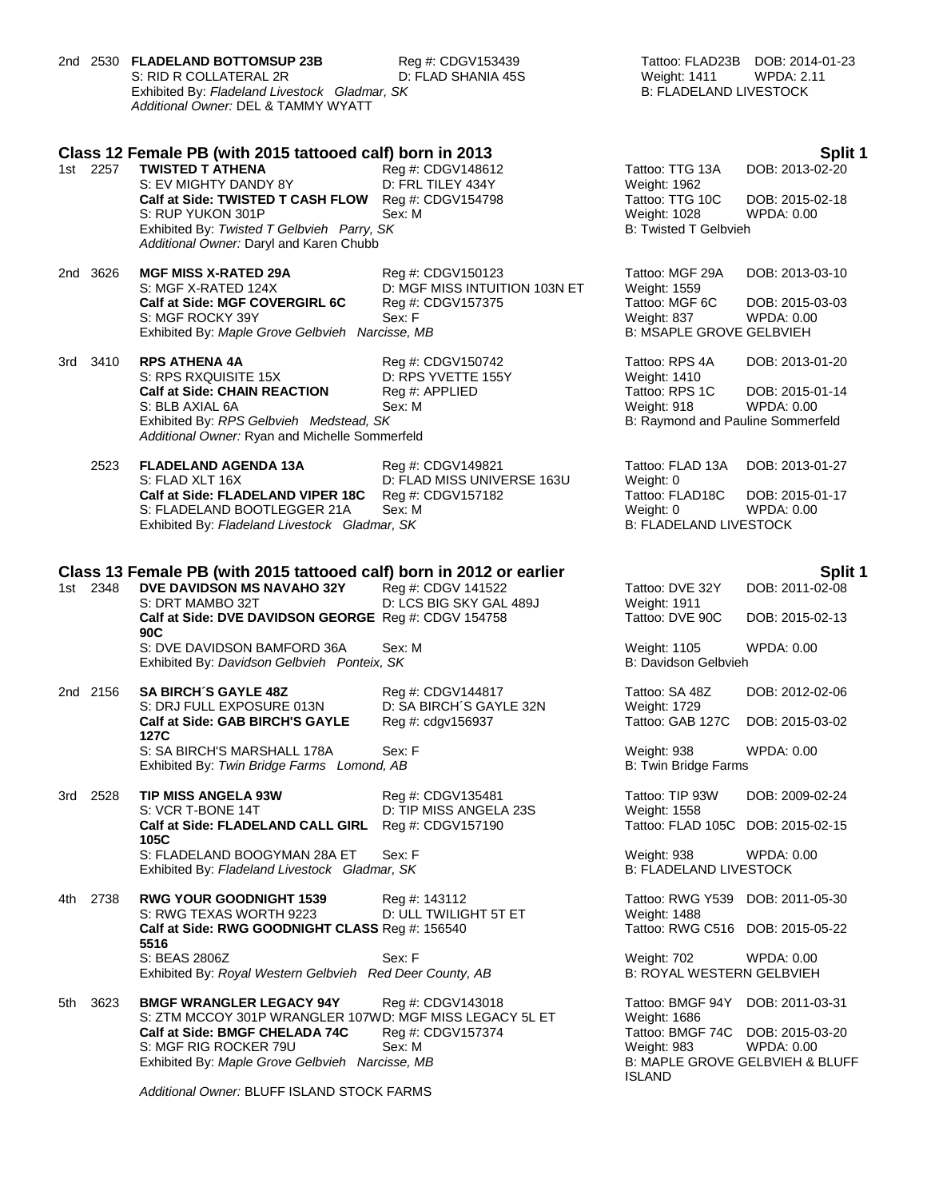2nd 2530 **FLADELAND BOTTOMSUP 23B** Reg #: CDGV153439 Tattoo: FLAD23B DOB: 2014-01-23
S: RID R COLLATERAL 2R D: FLAD SHANIA 45S Weight: 1411 WPDA: 2.11
Exhibited By: *Fladeland Livestock Gladmar, SK* B: FLADELAND LIVESTOCK
*Additional Owner:* DEL & TAMMY WYATT

## Class 12 Female PB (with 2015 tattooed calf) born in 2013 — Split 1

1st 2257 **TWISTED T ATHENA** Reg #: CDGV148612 Tattoo: TTG 13A DOB: 2013-02-20
S: EV MIGHTY DANDY 8Y D: FRL TILEY 434Y Weight: 1962
**Calf at Side: TWISTED T CASH FLOW** Reg #: CDGV154798 Tattoo: TTG 10C DOB: 2015-02-18
S: RUP YUKON 301P Sex: M Weight: 1028 WPDA: 0.00
Exhibited By: *Twisted T Gelbvieh Parry, SK* B: Twisted T Gelbvieh
*Additional Owner:* Daryl and Karen Chubb

2nd 3626 **MGF MISS X-RATED 29A** Reg #: CDGV150123 Tattoo: MGF 29A DOB: 2013-03-10
S: MGF X-RATED 124X D: MGF MISS INTUITION 103N ET Weight: 1559
**Calf at Side: MGF COVERGIRL 6C** Reg #: CDGV157375 Tattoo: MGF 6C DOB: 2015-03-03
S: MGF ROCKY 39Y Sex: F Weight: 837 WPDA: 0.00
Exhibited By: *Maple Grove Gelbvieh Narcisse, MB* B: MSAPLE GROVE GELBVIEH

3rd 3410 **RPS ATHENA 4A** Reg #: CDGV150742 Tattoo: RPS 4A DOB: 2013-01-20
S: RPS RXQUISITE 15X D: RPS YVETTE 155Y Weight: 1410
**Calf at Side: CHAIN REACTION** Reg #: APPLIED Tattoo: RPS 1C DOB: 2015-01-14
S: BLB AXIAL 6A Sex: M Weight: 918 WPDA: 0.00
Exhibited By: *RPS Gelbvieh Medstead, SK* B: Raymond and Pauline Sommerfeld
*Additional Owner:* Ryan and Michelle Sommerfeld

2523 **FLADELAND AGENDA 13A** Reg #: CDGV149821 Tattoo: FLAD 13A DOB: 2013-01-27
S: FLAD XLT 16X D: FLAD MISS UNIVERSE 163U Weight: 0
**Calf at Side: FLADELAND VIPER 18C** Reg #: CDGV157182 Tattoo: FLAD18C DOB: 2015-01-17
S: FLADELAND BOOTLEGGER 21A Sex: M Weight: 0 WPDA: 0.00
Exhibited By: *Fladeland Livestock Gladmar, SK* B: FLADELAND LIVESTOCK

## Class 13 Female PB (with 2015 tattooed calf) born in 2012 or earlier — Split 1

1st 2348 **DVE DAVIDSON MS NAVAHO 32Y** Reg #: CDGV 141522 Tattoo: DVE 32Y DOB: 2011-02-08
S: DRT MAMBO 32T D: LCS BIG SKY GAL 489J Weight: 1911
**Calf at Side: DVE DAVIDSON GEORGE 90C** Reg #: CDGV 154758 Tattoo: DVE 90C DOB: 2015-02-13
S: DVE DAVIDSON BAMFORD 36A Sex: M Weight: 1105 WPDA: 0.00
Exhibited By: *Davidson Gelbvieh Ponteix, SK* B: Davidson Gelbvieh

2nd 2156 **SA BIRCH´S GAYLE 48Z** Reg #: CDGV144817 Tattoo: SA 48Z DOB: 2012-02-06
S: DRJ FULL EXPOSURE 013N D: SA BIRCH´S GAYLE 32N Weight: 1729
**Calf at Side: GAB BIRCH'S GAYLE 127C** Reg #: cdgv156937 Tattoo: GAB 127C DOB: 2015-03-02
S: SA BIRCH'S MARSHALL 178A Sex: F Weight: 938 WPDA: 0.00
Exhibited By: *Twin Bridge Farms Lomond, AB* B: Twin Bridge Farms

3rd 2528 **TIP MISS ANGELA 93W** Reg #: CDGV135481 Tattoo: TIP 93W DOB: 2009-02-24
S: VCR T-BONE 14T D: TIP MISS ANGELA 23S Weight: 1558
**Calf at Side: FLADELAND CALL GIRL 105C** Reg #: CDGV157190 Tattoo: FLAD 105C DOB: 2015-02-15
S: FLADELAND BOOGYMAN 28A ET Sex: F Weight: 938 WPDA: 0.00
Exhibited By: *Fladeland Livestock Gladmar, SK* B: FLADELAND LIVESTOCK

4th 2738 **RWG YOUR GOODNIGHT 1539** Reg #: 143112 Tattoo: RWG Y539 DOB: 2011-05-30
S: RWG TEXAS WORTH 9223 D: ULL TWILIGHT 5T ET Weight: 1488
**Calf at Side: RWG GOODNIGHT CLASS 5516** Reg #: 156540 Tattoo: RWG C516 DOB: 2015-05-22
S: BEAS 2806Z Sex: F Weight: 702 WPDA: 0.00
Exhibited By: *Royal Western Gelbvieh Red Deer County, AB* B: ROYAL WESTERN GELBVIEH

5th 3623 **BMGF WRANGLER LEGACY 94Y** Reg #: CDGV143018 Tattoo: BMGF 94Y DOB: 2011-03-31
S: ZTM MCCOY 301P WRANGLER 107W D: MGF MISS LEGACY 5L ET Weight: 1686
**Calf at Side: BMGF CHELADA 74C** Reg #: CDGV157374 Tattoo: BMGF 74C DOB: 2015-03-20
S: MGF RIG ROCKER 79U Sex: M Weight: 983 WPDA: 0.00
Exhibited By: *Maple Grove Gelbvieh Narcisse, MB* B: MAPLE GROVE GELBVIEH & BLUFF ISLAND
*Additional Owner:* BLUFF ISLAND STOCK FARMS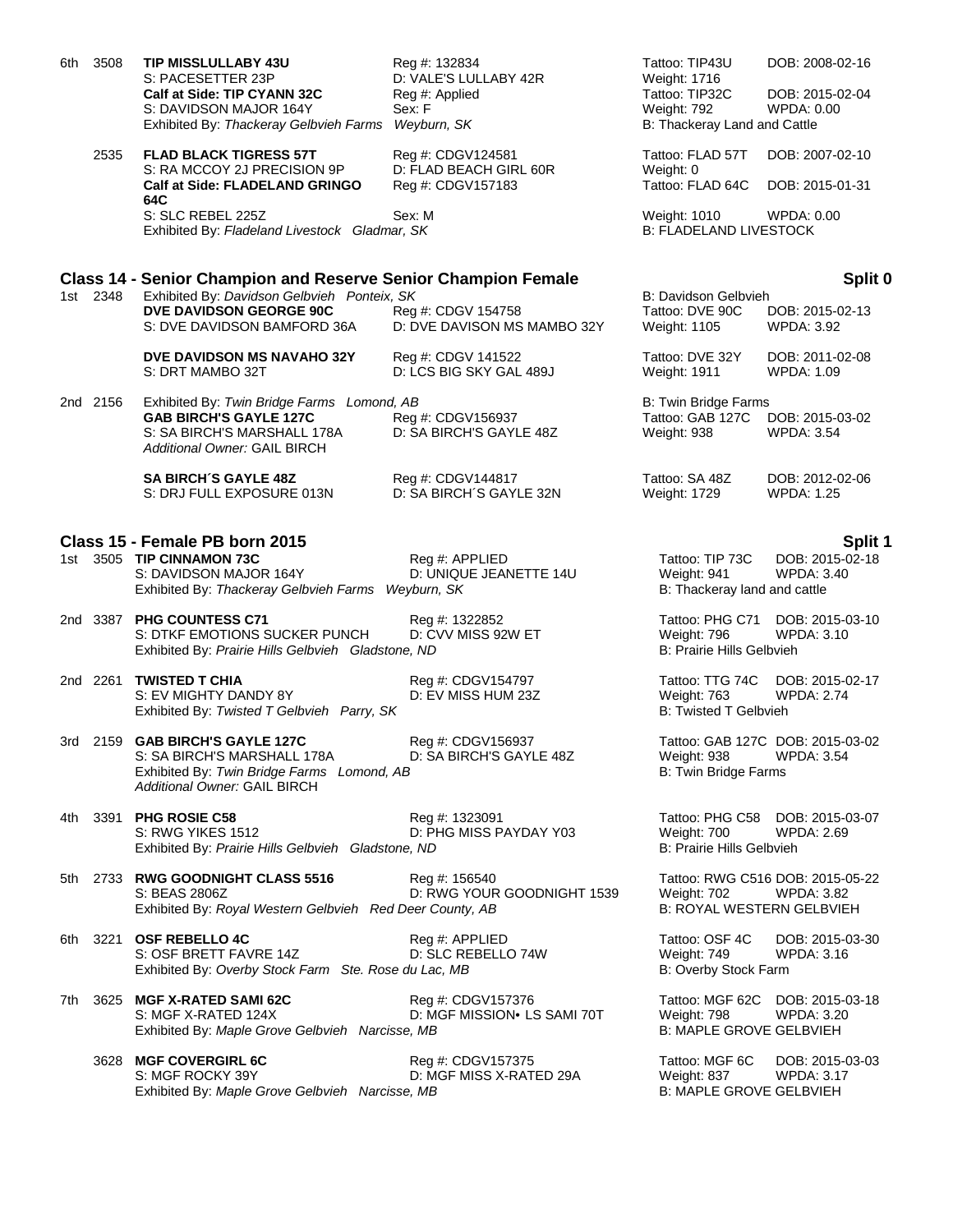6th 3508 **TIP MISSLULLABY 43U** Reg #: 132834 Tattoo: TIP43U DOB: 2008-02-16
S: PACESETTER 23P D: VALE'S LULLABY 42R Weight: 1716
**Calf at Side: TIP CYANN 32C** Reg #: Applied Tattoo: TIP32C DOB: 2015-02-04
S: DAVIDSON MAJOR 164Y Sex: F Weight: 792 WPDA: 0.00
Exhibited By: *Thackeray Gelbvieh Farms Weyburn, SK* B: Thackeray Land and Cattle

2535 **FLAD BLACK TIGRESS 57T** Reg #: CDGV124581 Tattoo: FLAD 57T DOB: 2007-02-10
S: RA MCCOY 2J PRECISION 9P D: FLAD BEACH GIRL 60R Weight: 0
**Calf at Side: FLADELAND GRINGO 64C** Reg #: CDGV157183 Tattoo: FLAD 64C DOB: 2015-01-31
S: SLC REBEL 225Z Sex: M Weight: 1010 WPDA: 0.00
Exhibited By: *Fladeland Livestock Gladmar, SK* B: FLADELAND LIVESTOCK

## Class 14 - Senior Champion and Reserve Senior Champion Female — Split 0

1st 2348 Exhibited By: *Davidson Gelbvieh Ponteix, SK* B: Davidson Gelbvieh
**DVE DAVIDSON GEORGE 90C** Reg #: CDGV 154758 Tattoo: DVE 90C DOB: 2015-02-13
S: DVE DAVIDSON BAMFORD 36A D: DVE DAVISON MS MAMBO 32Y Weight: 1105 WPDA: 3.92

**DVE DAVIDSON MS NAVAHO 32Y** Reg #: CDGV 141522 Tattoo: DVE 32Y DOB: 2011-02-08
S: DRT MAMBO 32T D: LCS BIG SKY GAL 489J Weight: 1911 WPDA: 1.09

2nd 2156 Exhibited By: *Twin Bridge Farms Lomond, AB* B: Twin Bridge Farms
**GAB BIRCH'S GAYLE 127C** Reg #: CDGV156937 Tattoo: GAB 127C DOB: 2015-03-02
S: SA BIRCH'S MARSHALL 178A D: SA BIRCH'S GAYLE 48Z Weight: 938 WPDA: 3.54
*Additional Owner:* GAIL BIRCH

**SA BIRCH´S GAYLE 48Z** Reg #: CDGV144817 Tattoo: SA 48Z DOB: 2012-02-06
S: DRJ FULL EXPOSURE 013N D: SA BIRCH´S GAYLE 32N Weight: 1729 WPDA: 1.25

## Class 15 - Female PB born 2015 — Split 1

1st 3505 **TIP CINNAMON 73C** Reg #: APPLIED Tattoo: TIP 73C DOB: 2015-02-18
S: DAVIDSON MAJOR 164Y D: UNIQUE JEANETTE 14U Weight: 941 WPDA: 3.40
Exhibited By: *Thackeray Gelbvieh Farms Weyburn, SK* B: Thackeray land and cattle

2nd 3387 **PHG COUNTESS C71** Reg #: 1322852 Tattoo: PHG C71 DOB: 2015-03-10
S: DTKF EMOTIONS SUCKER PUNCH D: CVV MISS 92W ET Weight: 796 WPDA: 3.10
Exhibited By: *Prairie Hills Gelbvieh Gladstone, ND* B: Prairie Hills Gelbvieh

2nd 2261 **TWISTED T CHIA** Reg #: CDGV154797 Tattoo: TTG 74C DOB: 2015-02-17
S: EV MIGHTY DANDY 8Y D: EV MISS HUM 23Z Weight: 763 WPDA: 2.74
Exhibited By: *Twisted T Gelbvieh Parry, SK* B: Twisted T Gelbvieh

3rd 2159 **GAB BIRCH'S GAYLE 127C** Reg #: CDGV156937 Tattoo: GAB 127C DOB: 2015-03-02
S: SA BIRCH'S MARSHALL 178A D: SA BIRCH'S GAYLE 48Z Weight: 938 WPDA: 3.54
Exhibited By: *Twin Bridge Farms Lomond, AB* B: Twin Bridge Farms
*Additional Owner:* GAIL BIRCH

4th 3391 **PHG ROSIE C58** Reg #: 1323091 Tattoo: PHG C58 DOB: 2015-03-07
S: RWG YIKES 1512 D: PHG MISS PAYDAY Y03 Weight: 700 WPDA: 2.69
Exhibited By: *Prairie Hills Gelbvieh Gladstone, ND* B: Prairie Hills Gelbvieh

5th 2733 **RWG GOODNIGHT CLASS 5516** Reg #: 156540 Tattoo: RWG C516 DOB: 2015-05-22
S: BEAS 2806Z D: RWG YOUR GOODNIGHT 1539 Weight: 702 WPDA: 3.82
Exhibited By: *Royal Western Gelbvieh Red Deer County, AB* B: ROYAL WESTERN GELBVIEH

6th 3221 **OSF REBELLO 4C** Reg #: APPLIED Tattoo: OSF 4C DOB: 2015-03-30
S: OSF BRETT FAVRE 14Z D: SLC REBELLO 74W Weight: 749 WPDA: 3.16
Exhibited By: *Overby Stock Farm Ste. Rose du Lac, MB* B: Overby Stock Farm

7th 3625 **MGF X-RATED SAMI 62C** Reg #: CDGV157376 Tattoo: MGF 62C DOB: 2015-03-18
S: MGF X-RATED 124X D: MGF MISSION• LS SAMI 70T Weight: 798 WPDA: 3.20
Exhibited By: *Maple Grove Gelbvieh Narcisse, MB* B: MAPLE GROVE GELBVIEH

3628 **MGF COVERGIRL 6C** Reg #: CDGV157375 Tattoo: MGF 6C DOB: 2015-03-03
S: MGF ROCKY 39Y D: MGF MISS X-RATED 29A Weight: 837 WPDA: 3.17
Exhibited By: *Maple Grove Gelbvieh Narcisse, MB* B: MAPLE GROVE GELBVIEH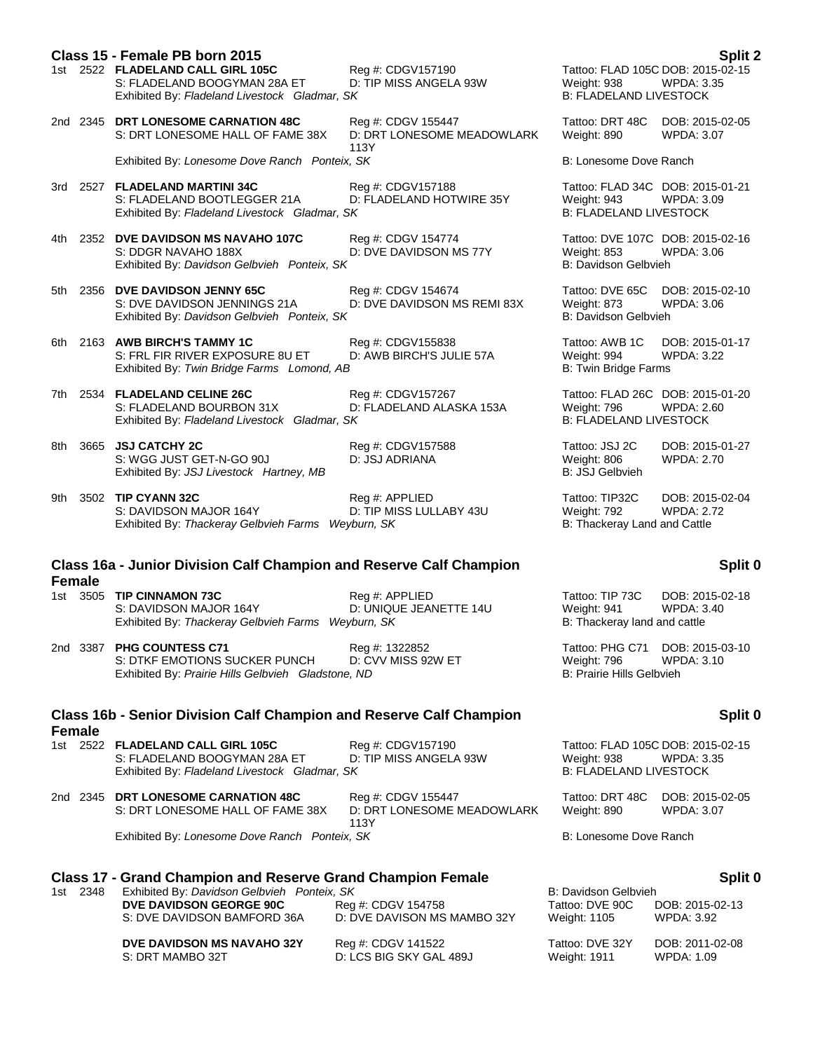## Class 15 - Female PB born 2015 — Split 2

1st 2522 **FLADELAND CALL GIRL 105C** — Reg #: CDGV157190 — Tattoo: FLAD 105C DOB: 2015-02-15
S: FLADELAND BOOGYMAN 28A ET — D: TIP MISS ANGELA 93W — Weight: 938 WPDA: 3.35
Exhibited By: *Fladeland Livestock Gladmar, SK* — B: FLADELAND LIVESTOCK

2nd 2345 **DRT LONESOME CARNATION 48C** — Reg #: CDGV 155447 — Tattoo: DRT 48C DOB: 2015-02-05
S: DRT LONESOME HALL OF FAME 38X — D: DRT LONESOME MEADOWLARK 113Y — Weight: 890 WPDA: 3.07
Exhibited By: *Lonesome Dove Ranch Ponteix, SK* — B: Lonesome Dove Ranch

3rd 2527 **FLADELAND MARTINI 34C** — Reg #: CDGV157188 — Tattoo: FLAD 34C DOB: 2015-01-21
S: FLADELAND BOOTLEGGER 21A — D: FLADELAND HOTWIRE 35Y — Weight: 943 WPDA: 3.09
Exhibited By: *Fladeland Livestock Gladmar, SK* — B: FLADELAND LIVESTOCK

4th 2352 **DVE DAVIDSON MS NAVAHO 107C** — Reg #: CDGV 154774 — Tattoo: DVE 107C DOB: 2015-02-16
S: DDGR NAVAHO 188X — D: DVE DAVIDSON MS 77Y — Weight: 853 WPDA: 3.06
Exhibited By: *Davidson Gelbvieh Ponteix, SK* — B: Davidson Gelbvieh

5th 2356 **DVE DAVIDSON JENNY 65C** — Reg #: CDGV 154674 — Tattoo: DVE 65C DOB: 2015-02-10
S: DVE DAVIDSON JENNINGS 21A — D: DVE DAVIDSON MS REMI 83X — Weight: 873 WPDA: 3.06
Exhibited By: *Davidson Gelbvieh Ponteix, SK* — B: Davidson Gelbvieh

6th 2163 **AWB BIRCH'S TAMMY 1C** — Reg #: CDGV155838 — Tattoo: AWB 1C DOB: 2015-01-17
S: FRL FIR RIVER EXPOSURE 8U ET — D: AWB BIRCH'S JULIE 57A — Weight: 994 WPDA: 3.22
Exhibited By: *Twin Bridge Farms Lomond, AB* — B: Twin Bridge Farms

7th 2534 **FLADELAND CELINE 26C** — Reg #: CDGV157267 — Tattoo: FLAD 26C DOB: 2015-01-20
S: FLADELAND BOURBON 31X — D: FLADELAND ALASKA 153A — Weight: 796 WPDA: 2.60
Exhibited By: *Fladeland Livestock Gladmar, SK* — B: FLADELAND LIVESTOCK

8th 3665 **JSJ CATCHY 2C** — Reg #: CDGV157588 — Tattoo: JSJ 2C DOB: 2015-01-27
S: WGG JUST GET-N-GO 90J — D: JSJ ADRIANA — Weight: 806 WPDA: 2.70
Exhibited By: *JSJ Livestock Hartney, MB* — B: JSJ Gelbvieh

9th 3502 **TIP CYANN 32C** — Reg #: APPLIED — Tattoo: TIP32C DOB: 2015-02-04
S: DAVIDSON MAJOR 164Y — D: TIP MISS LULLABY 43U — Weight: 792 WPDA: 2.72
Exhibited By: *Thackeray Gelbvieh Farms Weyburn, SK* — B: Thackeray Land and Cattle

## Class 16a - Junior Division Calf Champion and Reserve Calf Champion Female — Split 0

1st 3505 **TIP CINNAMON 73C** — Reg #: APPLIED — Tattoo: TIP 73C DOB: 2015-02-18
S: DAVIDSON MAJOR 164Y — D: UNIQUE JEANETTE 14U — Weight: 941 WPDA: 3.40
Exhibited By: *Thackeray Gelbvieh Farms Weyburn, SK* — B: Thackeray land and cattle

2nd 3387 **PHG COUNTESS C71** — Reg #: 1322852 — Tattoo: PHG C71 DOB: 2015-03-10
S: DTKF EMOTIONS SUCKER PUNCH — D: CVV MISS 92W ET — Weight: 796 WPDA: 3.10
Exhibited By: *Prairie Hills Gelbvieh Gladstone, ND* — B: Prairie Hills Gelbvieh

## Class 16b - Senior Division Calf Champion and Reserve Calf Champion Female — Split 0

1st 2522 **FLADELAND CALL GIRL 105C** — Reg #: CDGV157190 — Tattoo: FLAD 105C DOB: 2015-02-15
S: FLADELAND BOOGYMAN 28A ET — D: TIP MISS ANGELA 93W — Weight: 938 WPDA: 3.35
Exhibited By: *Fladeland Livestock Gladmar, SK* — B: FLADELAND LIVESTOCK

2nd 2345 **DRT LONESOME CARNATION 48C** — Reg #: CDGV 155447 — Tattoo: DRT 48C DOB: 2015-02-05
S: DRT LONESOME HALL OF FAME 38X — D: DRT LONESOME MEADOWLARK 113Y — Weight: 890 WPDA: 3.07
Exhibited By: *Lonesome Dove Ranch Ponteix, SK* — B: Lonesome Dove Ranch

## Class 17 - Grand Champion and Reserve Grand Champion Female — Split 0

1st 2348 Exhibited By: *Davidson Gelbvieh Ponteix, SK* — B: Davidson Gelbvieh

**DVE DAVIDSON GEORGE 90C** — Reg #: CDGV 154758 — Tattoo: DVE 90C DOB: 2015-02-13
S: DVE DAVIDSON BAMFORD 36A — D: DVE DAVISON MS MAMBO 32Y — Weight: 1105 WPDA: 3.92

**DVE DAVIDSON MS NAVAHO 32Y** — Reg #: CDGV 141522 — Tattoo: DVE 32Y DOB: 2011-02-08
S: DRT MAMBO 32T — D: LCS BIG SKY GAL 489J — Weight: 1911 WPDA: 1.09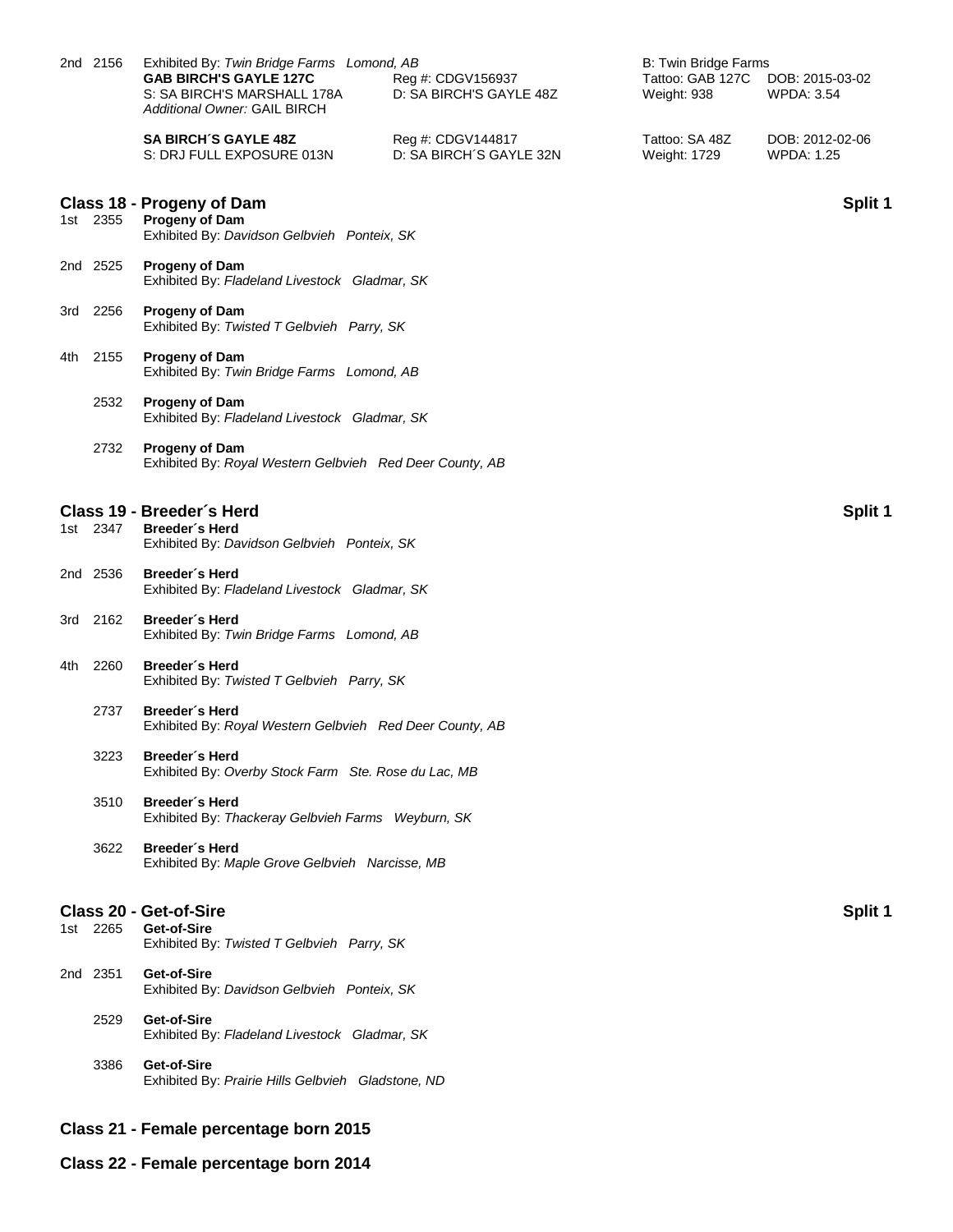2nd 2156 Exhibited By: *Twin Bridge Farms Lomond, AB* B: Twin Bridge Farms

**GAB BIRCH'S GAYLE 127C** Reg #: CDGV156937 Tattoo: GAB 127C DOB: 2015-03-02
S: SA BIRCH'S MARSHALL 178A D: SA BIRCH'S GAYLE 48Z Weight: 938 WPDA: 3.54
*Additional Owner:* GAIL BIRCH

**SA BIRCH´S GAYLE 48Z** Reg #: CDGV144817 Tattoo: SA 48Z DOB: 2012-02-06
S: DRJ FULL EXPOSURE 013N D: SA BIRCH´S GAYLE 32N Weight: 1729 WPDA: 1.25

## Class 18 - Progeny of Dam — Split 1

1st 2355 **Progeny of Dam**
Exhibited By: *Davidson Gelbvieh Ponteix, SK*

2nd 2525 **Progeny of Dam**
Exhibited By: *Fladeland Livestock Gladmar, SK*

3rd 2256 **Progeny of Dam**
Exhibited By: *Twisted T Gelbvieh Parry, SK*

4th 2155 **Progeny of Dam**
Exhibited By: *Twin Bridge Farms Lomond, AB*

2532 **Progeny of Dam**
Exhibited By: *Fladeland Livestock Gladmar, SK*

2732 **Progeny of Dam**
Exhibited By: *Royal Western Gelbvieh Red Deer County, AB*

## Class 19 - Breeder´s Herd — Split 1

1st 2347 **Breeder´s Herd**
Exhibited By: *Davidson Gelbvieh Ponteix, SK*

2nd 2536 **Breeder´s Herd**
Exhibited By: *Fladeland Livestock Gladmar, SK*

3rd 2162 **Breeder´s Herd**
Exhibited By: *Twin Bridge Farms Lomond, AB*

4th 2260 **Breeder´s Herd**
Exhibited By: *Twisted T Gelbvieh Parry, SK*

2737 **Breeder´s Herd**
Exhibited By: *Royal Western Gelbvieh Red Deer County, AB*

3223 **Breeder´s Herd**
Exhibited By: *Overby Stock Farm Ste. Rose du Lac, MB*

3510 **Breeder´s Herd**
Exhibited By: *Thackeray Gelbvieh Farms Weyburn, SK*

3622 **Breeder´s Herd**
Exhibited By: *Maple Grove Gelbvieh Narcisse, MB*

## Class 20 - Get-of-Sire — Split 1

1st 2265 **Get-of-Sire**
Exhibited By: *Twisted T Gelbvieh Parry, SK*

2nd 2351 **Get-of-Sire**
Exhibited By: *Davidson Gelbvieh Ponteix, SK*

2529 **Get-of-Sire**
Exhibited By: *Fladeland Livestock Gladmar, SK*

3386 **Get-of-Sire**
Exhibited By: *Prairie Hills Gelbvieh Gladstone, ND*

## Class 21 - Female percentage born 2015

## Class 22 - Female percentage born 2014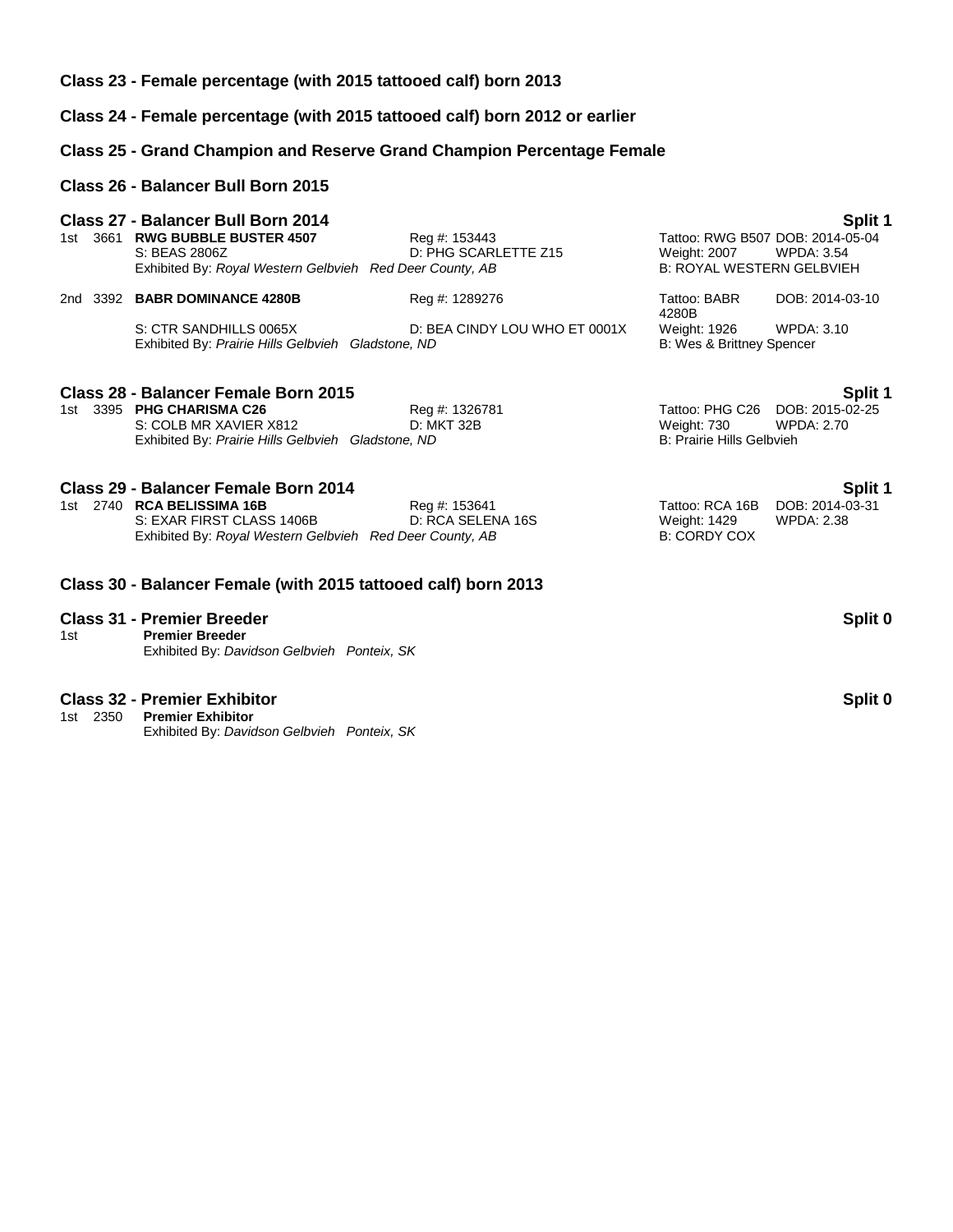### Class 23 - Female percentage (with 2015 tattooed calf) born 2013

### Class 24 - Female percentage (with 2015 tattooed calf) born 2012 or earlier

### Class 25 - Grand Champion and Reserve Grand Champion Percentage Female

### Class 26 - Balancer Bull Born 2015

### Class 27 - Balancer Bull Born 2014 — Split 1

1st 3661 **RWG BUBBLE BUSTER 4507** Reg #: 153443 Tattoo: RWG B507 DOB: 2014-05-04
S: BEAS 2806Z D: PHG SCARLETTE Z15 Weight: 2007 WPDA: 3.54
Exhibited By: *Royal Western Gelbvieh Red Deer County, AB* B: ROYAL WESTERN GELBVIEH

2nd 3392 **BABR DOMINANCE 4280B** Reg #: 1289276 Tattoo: BABR 4280B DOB: 2014-03-10
S: CTR SANDHILLS 0065X D: BEA CINDY LOU WHO ET 0001X Weight: 1926 WPDA: 3.10
Exhibited By: *Prairie Hills Gelbvieh Gladstone, ND* B: Wes & Brittney Spencer

### Class 28 - Balancer Female Born 2015 — Split 1

1st 3395 **PHG CHARISMA C26** Reg #: 1326781 Tattoo: PHG C26 DOB: 2015-02-25
S: COLB MR XAVIER X812 D: MKT 32B Weight: 730 WPDA: 2.70
Exhibited By: *Prairie Hills Gelbvieh Gladstone, ND* B: Prairie Hills Gelbvieh

### Class 29 - Balancer Female Born 2014 — Split 1

1st 2740 **RCA BELISSIMA 16B** Reg #: 153641 Tattoo: RCA 16B DOB: 2014-03-31
S: EXAR FIRST CLASS 1406B D: RCA SELENA 16S Weight: 1429 WPDA: 2.38
Exhibited By: *Royal Western Gelbvieh Red Deer County, AB* B: CORDY COX

### Class 30 - Balancer Female (with 2015 tattooed calf) born 2013

### Class 31 - Premier Breeder — Split 0

1st **Premier Breeder**
Exhibited By: *Davidson Gelbvieh Ponteix, SK*

### Class 32 - Premier Exhibitor — Split 0

1st 2350 **Premier Exhibitor**
Exhibited By: *Davidson Gelbvieh Ponteix, SK*